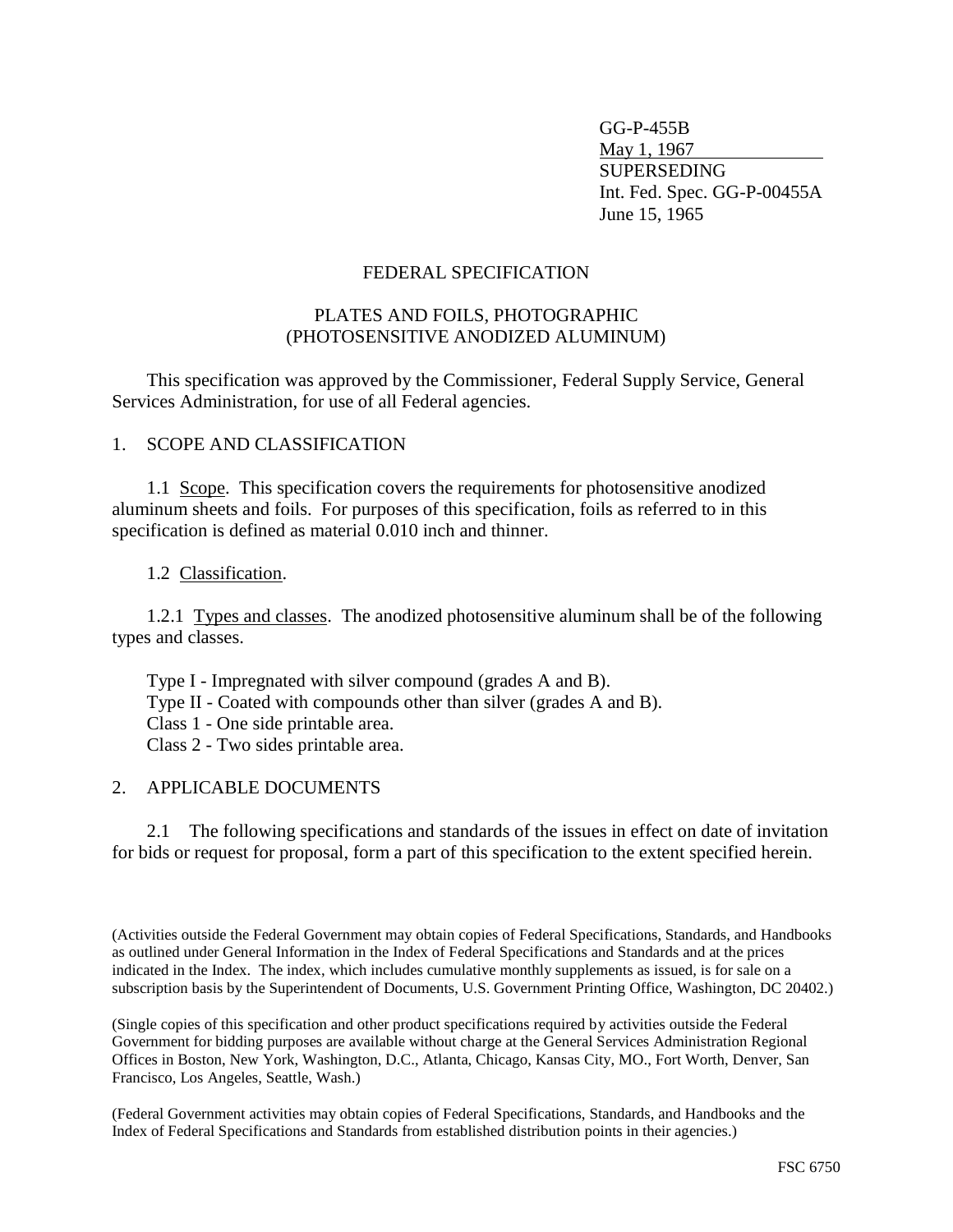GG-P-455B
May 1, 1967
SUPERSEDING
Int. Fed. Spec. GG-P-00455A
June 15, 1965

# FEDERAL SPECIFICATION

## PLATES AND FOILS, PHOTOGRAPHIC (PHOTOSENSITIVE ANODIZED ALUMINUM)

This specification was approved by the Commissioner, Federal Supply Service, General Services Administration, for use of all Federal agencies.

## 1. SCOPE AND CLASSIFICATION

1.1 Scope. This specification covers the requirements for photosensitive anodized aluminum sheets and foils. For purposes of this specification, foils as referred to in this specification is defined as material 0.010 inch and thinner.

1.2 Classification.

1.2.1 Types and classes. The anodized photosensitive aluminum shall be of the following types and classes.

Type I - Impregnated with silver compound (grades A and B).
Type II - Coated with compounds other than silver (grades A and B).
Class 1 - One side printable area.
Class 2 - Two sides printable area.

## 2. APPLICABLE DOCUMENTS

2.1 The following specifications and standards of the issues in effect on date of invitation for bids or request for proposal, form a part of this specification to the extent specified herein.

(Activities outside the Federal Government may obtain copies of Federal Specifications, Standards, and Handbooks as outlined under General Information in the Index of Federal Specifications and Standards and at the prices indicated in the Index. The index, which includes cumulative monthly supplements as issued, is for sale on a subscription basis by the Superintendent of Documents, U.S. Government Printing Office, Washington, DC 20402.)

(Single copies of this specification and other product specifications required by activities outside the Federal Government for bidding purposes are available without charge at the General Services Administration Regional Offices in Boston, New York, Washington, D.C., Atlanta, Chicago, Kansas City, MO., Fort Worth, Denver, San Francisco, Los Angeles, Seattle, Wash.)

(Federal Government activities may obtain copies of Federal Specifications, Standards, and Handbooks and the Index of Federal Specifications and Standards from established distribution points in their agencies.)

FSC 6750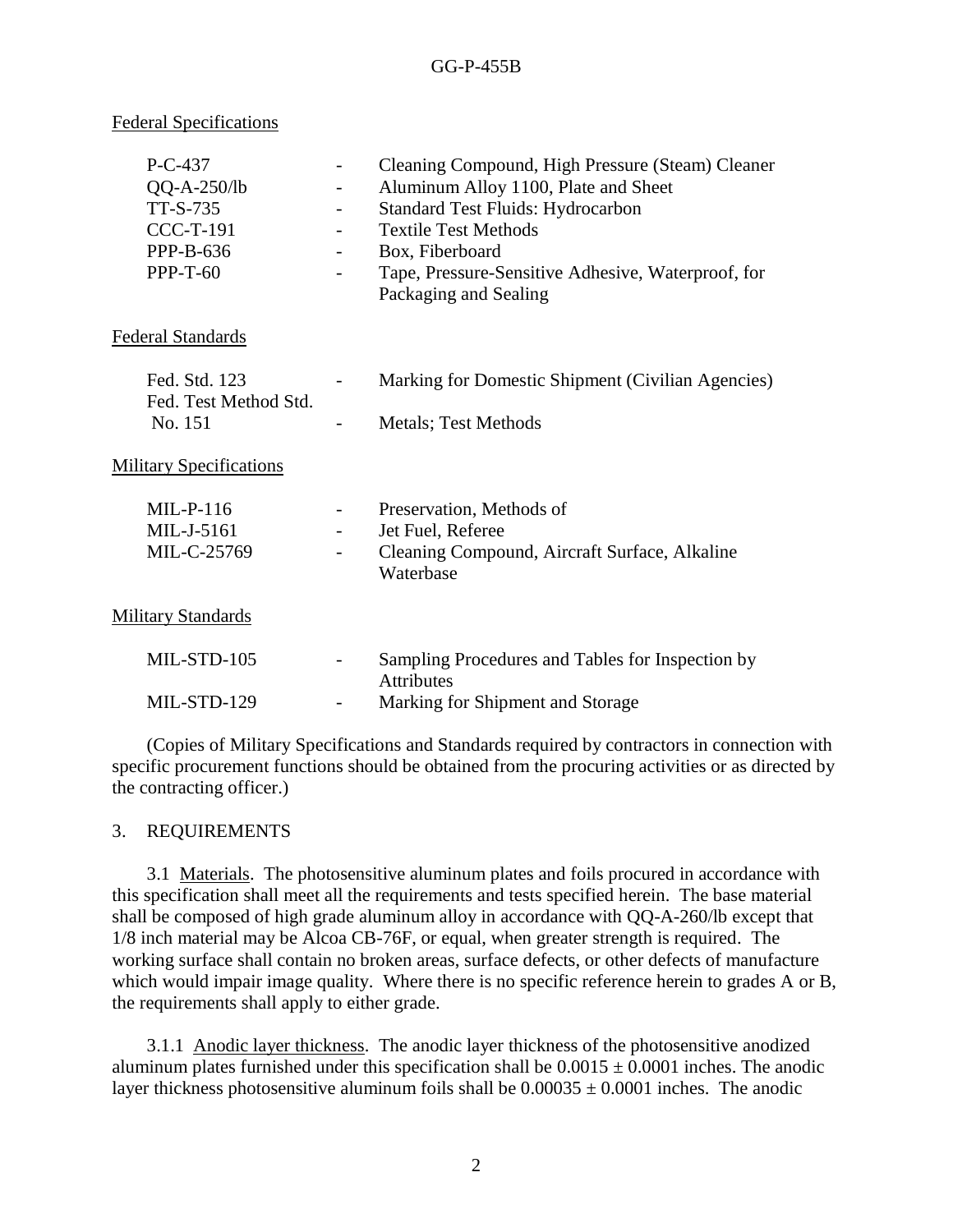Federal Specifications

| | | |
|---|---|---|
| P-C-437 | - | Cleaning Compound, High Pressure (Steam) Cleaner |
| QQ-A-250/lb | - | Aluminum Alloy 1100, Plate and Sheet |
| TT-S-735 | - | Standard Test Fluids: Hydrocarbon |
| CCC-T-191 | - | Textile Test Methods |
| PPP-B-636 | - | Box, Fiberboard |
| PPP-T-60 | - | Tape, Pressure-Sensitive Adhesive, Waterproof, for Packaging and Sealing |

Federal Standards

| | | |
|---|---|---|
| Fed. Std. 123 | - | Marking for Domestic Shipment (Civilian Agencies) |
| Fed. Test Method Std. No. 151 | - | Metals; Test Methods |

Military Specifications

| | | |
|---|---|---|
| MIL-P-116 | - | Preservation, Methods of |
| MIL-J-5161 | - | Jet Fuel, Referee |
| MIL-C-25769 | - | Cleaning Compound, Aircraft Surface, Alkaline Waterbase |

Military Standards

| | | |
|---|---|---|
| MIL-STD-105 | - | Sampling Procedures and Tables for Inspection by Attributes |
| MIL-STD-129 | - | Marking for Shipment and Storage |

(Copies of Military Specifications and Standards required by contractors in connection with specific procurement functions should be obtained from the procuring activities or as directed by the contracting officer.)

## 3. REQUIREMENTS

3.1 Materials. The photosensitive aluminum plates and foils procured in accordance with this specification shall meet all the requirements and tests specified herein. The base material shall be composed of high grade aluminum alloy in accordance with QQ-A-260/lb except that 1/8 inch material may be Alcoa CB-76F, or equal, when greater strength is required. The working surface shall contain no broken areas, surface defects, or other defects of manufacture which would impair image quality. Where there is no specific reference herein to grades A or B, the requirements shall apply to either grade.

3.1.1 Anodic layer thickness. The anodic layer thickness of the photosensitive anodized aluminum plates furnished under this specification shall be $0.0015 \pm 0.0001$ inches. The anodic layer thickness photosensitive aluminum foils shall be $0.00035 \pm 0.0001$ inches. The anodic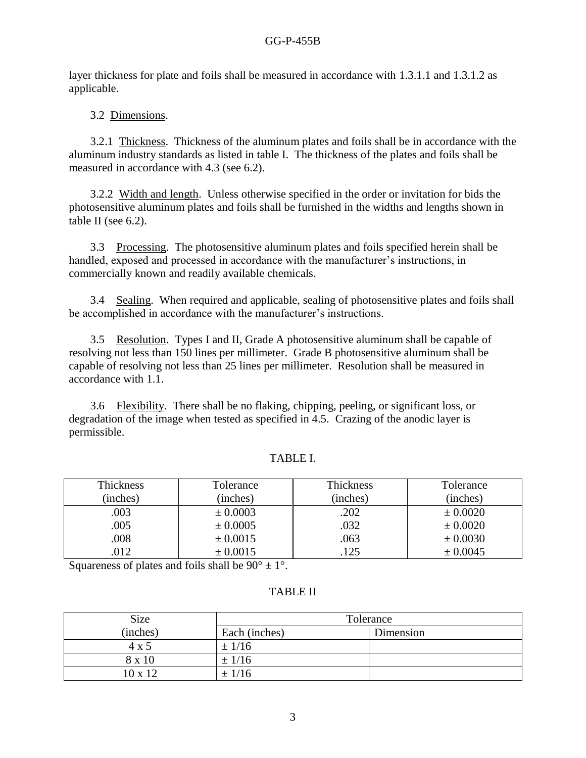layer thickness for plate and foils shall be measured in accordance with 1.3.1.1 and 1.3.1.2 as applicable.

3.2 Dimensions.

3.2.1 Thickness. Thickness of the aluminum plates and foils shall be in accordance with the aluminum industry standards as listed in table I. The thickness of the plates and foils shall be measured in accordance with 4.3 (see 6.2).

3.2.2 Width and length. Unless otherwise specified in the order or invitation for bids the photosensitive aluminum plates and foils shall be furnished in the widths and lengths shown in table II (see 6.2).

3.3 Processing. The photosensitive aluminum plates and foils specified herein shall be handled, exposed and processed in accordance with the manufacturer's instructions, in commercially known and readily available chemicals.

3.4 Sealing. When required and applicable, sealing of photosensitive plates and foils shall be accomplished in accordance with the manufacturer's instructions.

3.5 Resolution. Types I and II, Grade A photosensitive aluminum shall be capable of resolving not less than 150 lines per millimeter. Grade B photosensitive aluminum shall be capable of resolving not less than 25 lines per millimeter. Resolution shall be measured in accordance with 1.1.

3.6 Flexibility. There shall be no flaking, chipping, peeling, or significant loss, or degradation of the image when tested as specified in 4.5. Crazing of the anodic layer is permissible.

TABLE I.

| Thickness (inches) | Tolerance (inches) | Thickness (inches) | Tolerance (inches) |
|---|---|---|---|
| .003 | ± 0.0003 | .202 | ± 0.0020 |
| .005 | ± 0.0005 | .032 | ± 0.0020 |
| .008 | ± 0.0015 | .063 | ± 0.0030 |
| .012 | ± 0.0015 | .125 | ± 0.0045 |

Squareness of plates and foils shall be 90° ± 1°.

TABLE II

| Size (inches) | Tolerance | |
|---|---|---|
| | Each (inches) | Dimension |
| 4 x 5 | ± 1/16 | |
| 8 x 10 | ± 1/16 | |
| 10 x 12 | ± 1/16 | |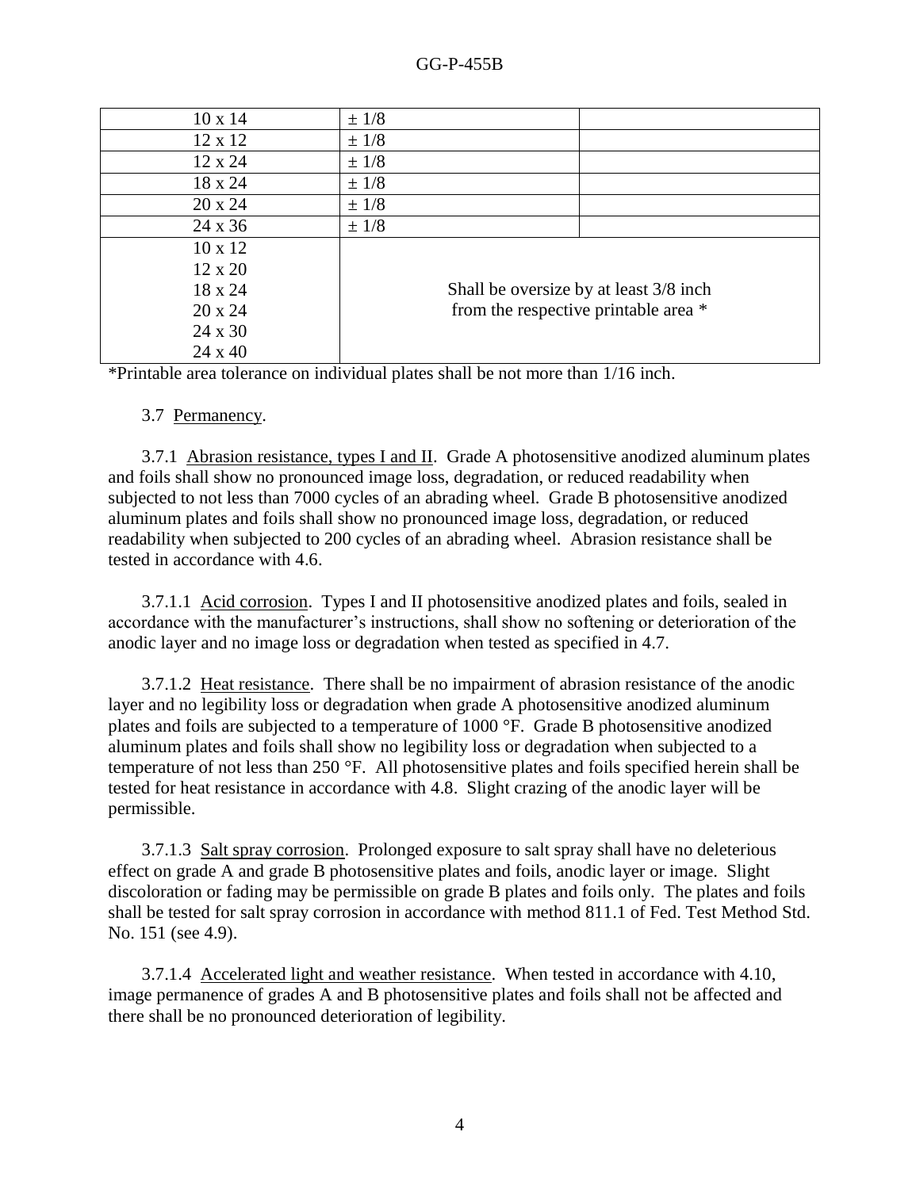| | | |
|---|---|---|
| 10 x 14 | ± 1/8 | |
| 12 x 12 | ± 1/8 | |
| 12 x 24 | ± 1/8 | |
| 18 x 24 | ± 1/8 | |
| 20 x 24 | ± 1/8 | |
| 24 x 36 | ± 1/8 | |
| 10 x 12<br>12 x 20<br>18 x 24<br>20 x 24<br>24 x 30<br>24 x 40 | Shall be oversize by at least 3/8 inch from the respective printable area * | |

*Printable area tolerance on individual plates shall be not more than 1/16 inch.

3.7 Permanency.

3.7.1 Abrasion resistance, types I and II. Grade A photosensitive anodized aluminum plates and foils shall show no pronounced image loss, degradation, or reduced readability when subjected to not less than 7000 cycles of an abrading wheel. Grade B photosensitive anodized aluminum plates and foils shall show no pronounced image loss, degradation, or reduced readability when subjected to 200 cycles of an abrading wheel. Abrasion resistance shall be tested in accordance with 4.6.

3.7.1.1 Acid corrosion. Types I and II photosensitive anodized plates and foils, sealed in accordance with the manufacturer's instructions, shall show no softening or deterioration of the anodic layer and no image loss or degradation when tested as specified in 4.7.

3.7.1.2 Heat resistance. There shall be no impairment of abrasion resistance of the anodic layer and no legibility loss or degradation when grade A photosensitive anodized aluminum plates and foils are subjected to a temperature of 1000 °F. Grade B photosensitive anodized aluminum plates and foils shall show no legibility loss or degradation when subjected to a temperature of not less than 250 °F. All photosensitive plates and foils specified herein shall be tested for heat resistance in accordance with 4.8. Slight crazing of the anodic layer will be permissible.

3.7.1.3 Salt spray corrosion. Prolonged exposure to salt spray shall have no deleterious effect on grade A and grade B photosensitive plates and foils, anodic layer or image. Slight discoloration or fading may be permissible on grade B plates and foils only. The plates and foils shall be tested for salt spray corrosion in accordance with method 811.1 of Fed. Test Method Std. No. 151 (see 4.9).

3.7.1.4 Accelerated light and weather resistance. When tested in accordance with 4.10, image permanence of grades A and B photosensitive plates and foils shall not be affected and there shall be no pronounced deterioration of legibility.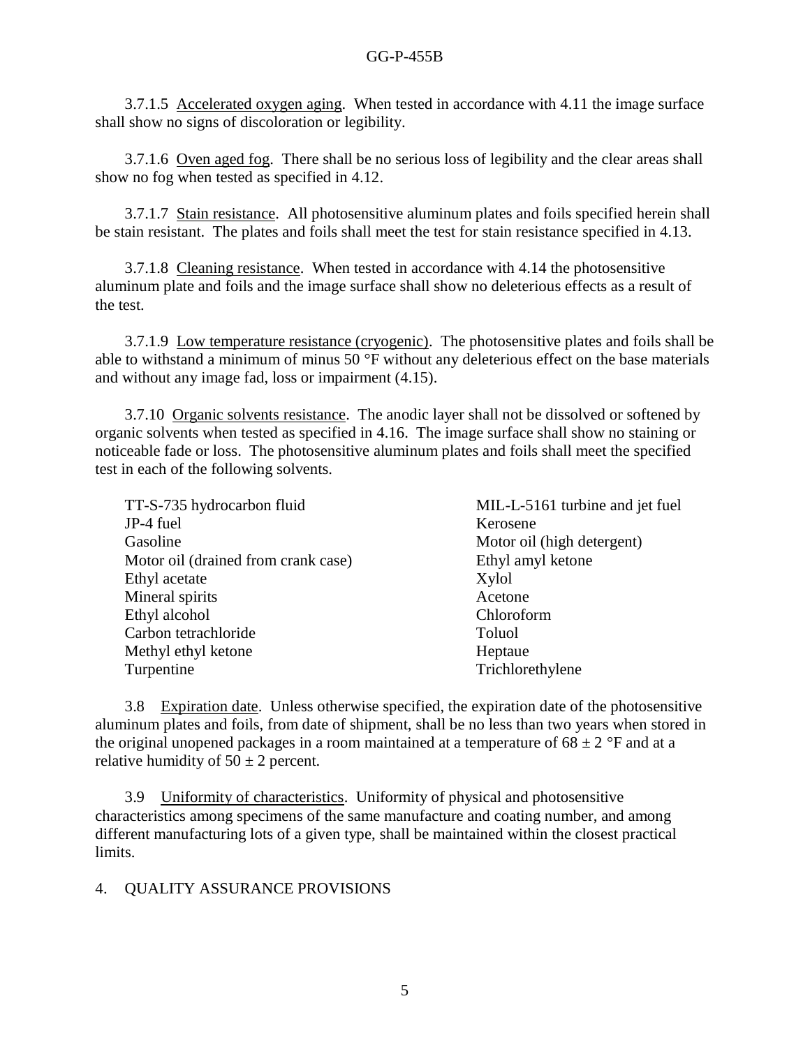3.7.1.5 Accelerated oxygen aging. When tested in accordance with 4.11 the image surface shall show no signs of discoloration or legibility.

3.7.1.6 Oven aged fog. There shall be no serious loss of legibility and the clear areas shall show no fog when tested as specified in 4.12.

3.7.1.7 Stain resistance. All photosensitive aluminum plates and foils specified herein shall be stain resistant. The plates and foils shall meet the test for stain resistance specified in 4.13.

3.7.1.8 Cleaning resistance. When tested in accordance with 4.14 the photosensitive aluminum plate and foils and the image surface shall show no deleterious effects as a result of the test.

3.7.1.9 Low temperature resistance (cryogenic). The photosensitive plates and foils shall be able to withstand a minimum of minus 50 °F without any deleterious effect on the base materials and without any image fad, loss or impairment (4.15).

3.7.10 Organic solvents resistance. The anodic layer shall not be dissolved or softened by organic solvents when tested as specified in 4.16. The image surface shall show no staining or noticeable fade or loss. The photosensitive aluminum plates and foils shall meet the specified test in each of the following solvents.

| | |
|---|---|
| TT-S-735 hydrocarbon fluid | MIL-L-5161 turbine and jet fuel |
| JP-4 fuel | Kerosene |
| Gasoline | Motor oil (high detergent) |
| Motor oil (drained from crank case) | Ethyl amyl ketone |
| Ethyl acetate | Xylol |
| Mineral spirits | Acetone |
| Ethyl alcohol | Chloroform |
| Carbon tetrachloride | Toluol |
| Methyl ethyl ketone | Heptaue |
| Turpentine | Trichlorethylene |

3.8 Expiration date. Unless otherwise specified, the expiration date of the photosensitive aluminum plates and foils, from date of shipment, shall be no less than two years when stored in the original unopened packages in a room maintained at a temperature of 68 ± 2 °F and at a relative humidity of 50 ± 2 percent.

3.9 Uniformity of characteristics. Uniformity of physical and photosensitive characteristics among specimens of the same manufacture and coating number, and among different manufacturing lots of a given type, shall be maintained within the closest practical limits.

## 4. QUALITY ASSURANCE PROVISIONS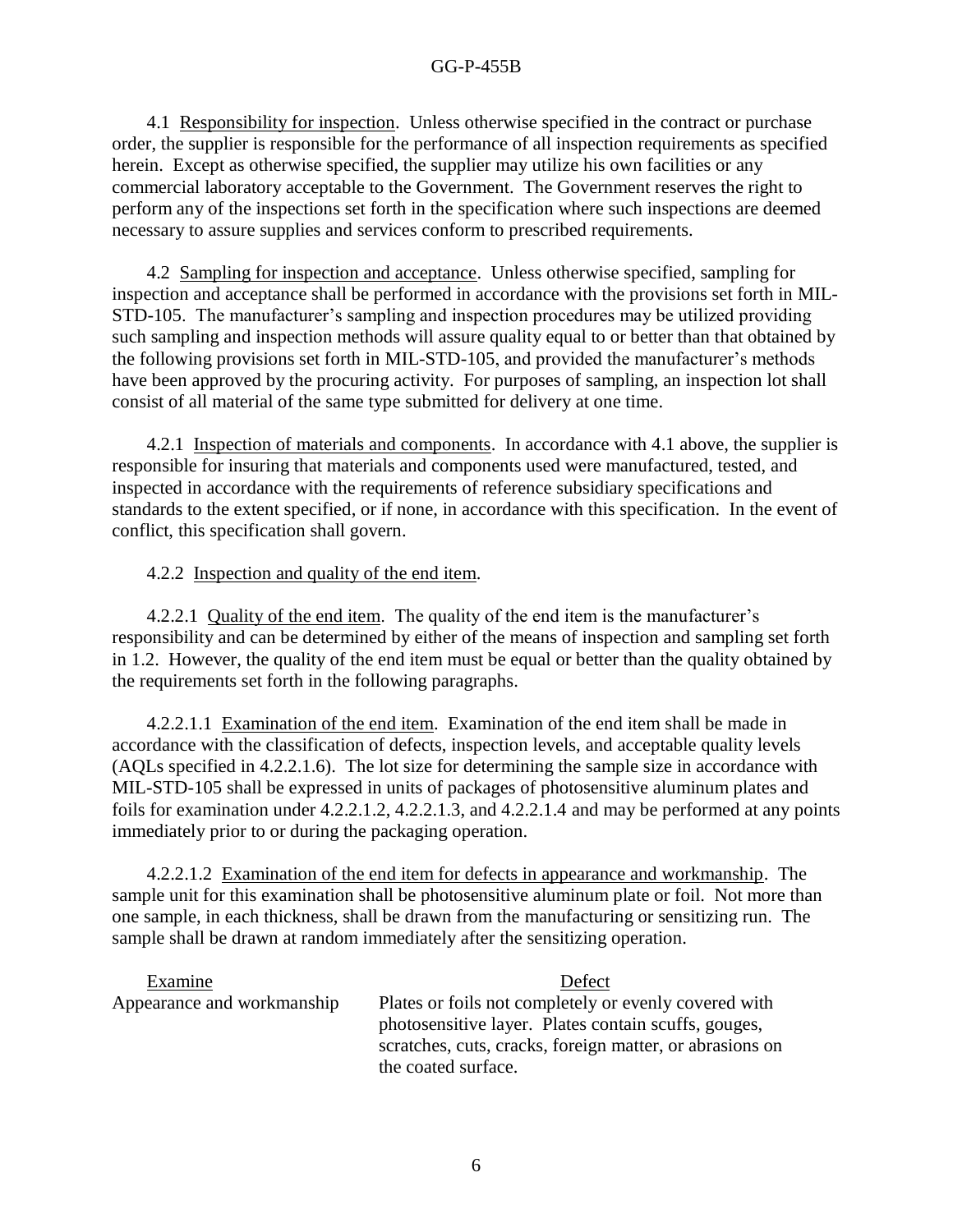4.1 Responsibility for inspection. Unless otherwise specified in the contract or purchase order, the supplier is responsible for the performance of all inspection requirements as specified herein. Except as otherwise specified, the supplier may utilize his own facilities or any commercial laboratory acceptable to the Government. The Government reserves the right to perform any of the inspections set forth in the specification where such inspections are deemed necessary to assure supplies and services conform to prescribed requirements.

4.2 Sampling for inspection and acceptance. Unless otherwise specified, sampling for inspection and acceptance shall be performed in accordance with the provisions set forth in MIL-STD-105. The manufacturer's sampling and inspection procedures may be utilized providing such sampling and inspection methods will assure quality equal to or better than that obtained by the following provisions set forth in MIL-STD-105, and provided the manufacturer's methods have been approved by the procuring activity. For purposes of sampling, an inspection lot shall consist of all material of the same type submitted for delivery at one time.

4.2.1 Inspection of materials and components. In accordance with 4.1 above, the supplier is responsible for insuring that materials and components used were manufactured, tested, and inspected in accordance with the requirements of reference subsidiary specifications and standards to the extent specified, or if none, in accordance with this specification. In the event of conflict, this specification shall govern.

4.2.2 Inspection and quality of the end item.

4.2.2.1 Quality of the end item. The quality of the end item is the manufacturer's responsibility and can be determined by either of the means of inspection and sampling set forth in 1.2. However, the quality of the end item must be equal or better than the quality obtained by the requirements set forth in the following paragraphs.

4.2.2.1.1 Examination of the end item. Examination of the end item shall be made in accordance with the classification of defects, inspection levels, and acceptable quality levels (AQLs specified in 4.2.2.1.6). The lot size for determining the sample size in accordance with MIL-STD-105 shall be expressed in units of packages of photosensitive aluminum plates and foils for examination under 4.2.2.1.2, 4.2.2.1.3, and 4.2.2.1.4 and may be performed at any points immediately prior to or during the packaging operation.

4.2.2.1.2 Examination of the end item for defects in appearance and workmanship. The sample unit for this examination shall be photosensitive aluminum plate or foil. Not more than one sample, in each thickness, shall be drawn from the manufacturing or sensitizing run. The sample shall be drawn at random immediately after the sensitizing operation.

| Examine | Defect |
| --- | --- |
| Appearance and workmanship | Plates or foils not completely or evenly covered with photosensitive layer. Plates contain scuffs, gouges, scratches, cuts, cracks, foreign matter, or abrasions on the coated surface. |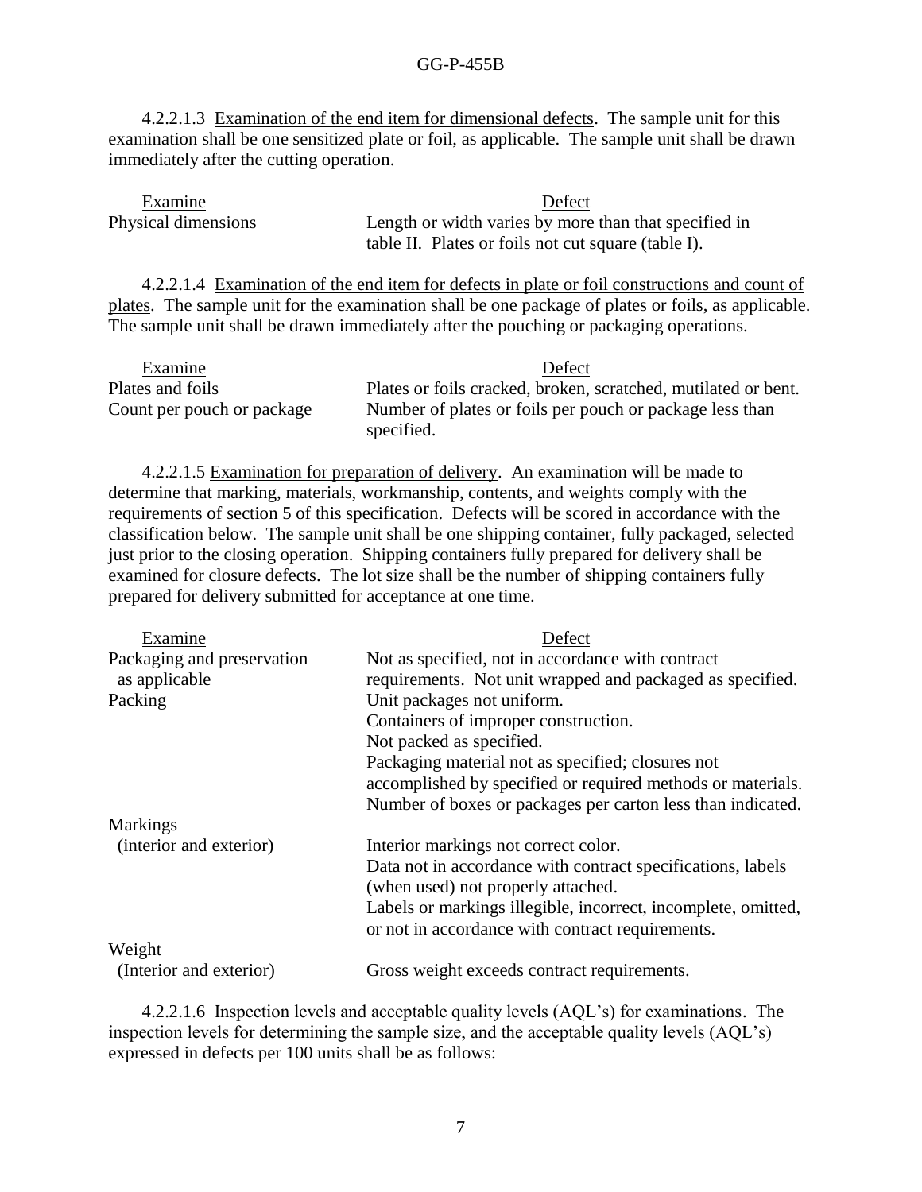4.2.2.1.3 Examination of the end item for dimensional defects. The sample unit for this examination shall be one sensitized plate or foil, as applicable. The sample unit shall be drawn immediately after the cutting operation.

| Examine | Defect |
|---|---|
| Physical dimensions | Length or width varies by more than that specified in table II. Plates or foils not cut square (table I). |

4.2.2.1.4 Examination of the end item for defects in plate or foil constructions and count of plates. The sample unit for the examination shall be one package of plates or foils, as applicable. The sample unit shall be drawn immediately after the pouching or packaging operations.

| Examine | Defect |
|---|---|
| Plates and foils | Plates or foils cracked, broken, scratched, mutilated or bent. |
| Count per pouch or package | Number of plates or foils per pouch or package less than specified. |

4.2.2.1.5 Examination for preparation of delivery. An examination will be made to determine that marking, materials, workmanship, contents, and weights comply with the requirements of section 5 of this specification. Defects will be scored in accordance with the classification below. The sample unit shall be one shipping container, fully packaged, selected just prior to the closing operation. Shipping containers fully prepared for delivery shall be examined for closure defects. The lot size shall be the number of shipping containers fully prepared for delivery submitted for acceptance at one time.

| Examine | Defect |
|---|---|
| Packaging and preservation as applicable | Not as specified, not in accordance with contract requirements. Not unit wrapped and packaged as specified. |
| Packing | Unit packages not uniform. |
| | Containers of improper construction. |
| | Not packed as specified. |
| | Packaging material not as specified; closures not accomplished by specified or required methods or materials. |
| | Number of boxes or packages per carton less than indicated. |
| Markings (interior and exterior) | Interior markings not correct color. |
| | Data not in accordance with contract specifications, labels (when used) not properly attached. |
| | Labels or markings illegible, incorrect, incomplete, omitted, or not in accordance with contract requirements. |
| Weight (Interior and exterior) | Gross weight exceeds contract requirements. |

4.2.2.1.6 Inspection levels and acceptable quality levels (AQL's) for examinations. The inspection levels for determining the sample size, and the acceptable quality levels (AQL's) expressed in defects per 100 units shall be as follows: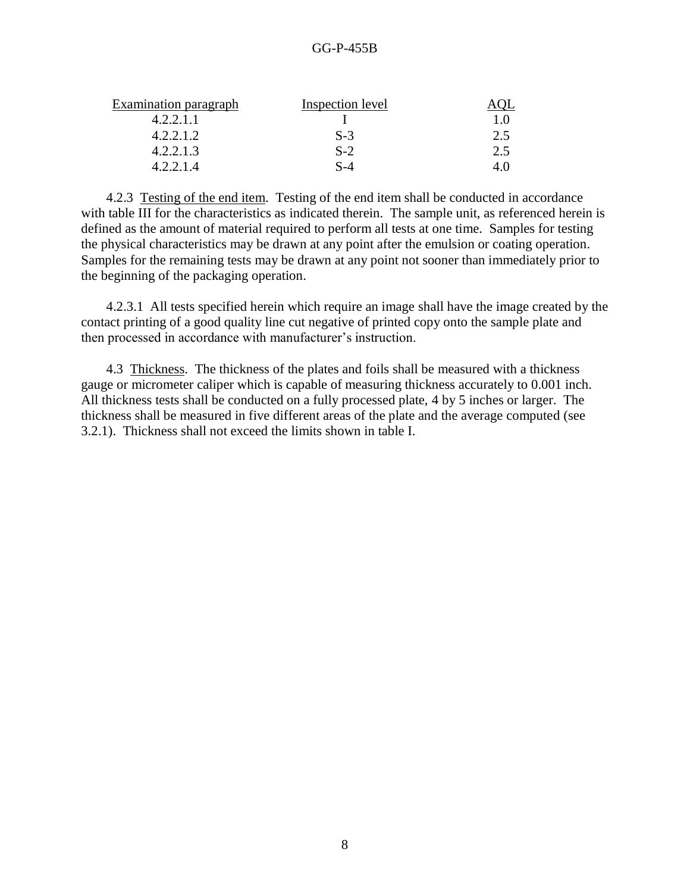| Examination paragraph | Inspection level | AQL |
|---|---|---|
| 4.2.2.1.1 | I | 1.0 |
| 4.2.2.1.2 | S-3 | 2.5 |
| 4.2.2.1.3 | S-2 | 2.5 |
| 4.2.2.1.4 | S-4 | 4.0 |

4.2.3 Testing of the end item. Testing of the end item shall be conducted in accordance with table III for the characteristics as indicated therein. The sample unit, as referenced herein is defined as the amount of material required to perform all tests at one time. Samples for testing the physical characteristics may be drawn at any point after the emulsion or coating operation. Samples for the remaining tests may be drawn at any point not sooner than immediately prior to the beginning of the packaging operation.

4.2.3.1 All tests specified herein which require an image shall have the image created by the contact printing of a good quality line cut negative of printed copy onto the sample plate and then processed in accordance with manufacturer's instruction.

4.3 Thickness. The thickness of the plates and foils shall be measured with a thickness gauge or micrometer caliper which is capable of measuring thickness accurately to 0.001 inch. All thickness tests shall be conducted on a fully processed plate, 4 by 5 inches or larger. The thickness shall be measured in five different areas of the plate and the average computed (see 3.2.1). Thickness shall not exceed the limits shown in table I.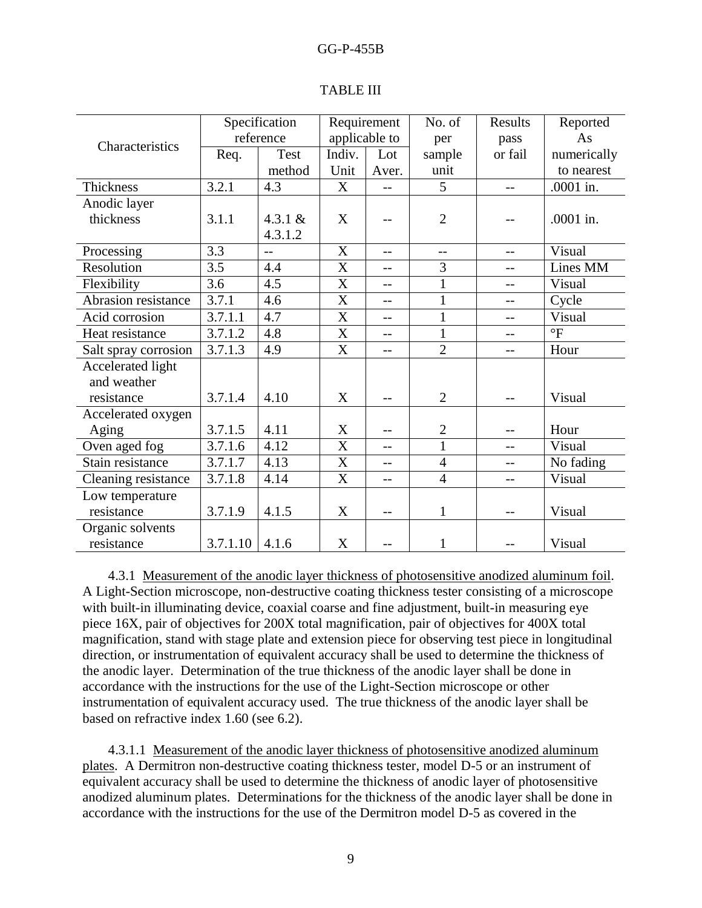TABLE III

| Characteristics | Specification reference | | Requirement applicable to | | No. of per sample unit | Results pass or fail | Reported As numerically to nearest |
|---|---|---|---|---|---|---|---|
| | Req. | Test method | Indiv. Unit | Lot Aver. | | | |
| Thickness | 3.2.1 | 4.3 | X | -- | 5 | -- | .0001 in. |
| Anodic layer thickness | 3.1.1 | 4.3.1 & 4.3.1.2 | X | -- | 2 | -- | .0001 in. |
| Processing | 3.3 | -- | X | -- | -- | -- | Visual |
| Resolution | 3.5 | 4.4 | X | -- | 3 | -- | Lines MM |
| Flexibility | 3.6 | 4.5 | X | -- | 1 | -- | Visual |
| Abrasion resistance | 3.7.1 | 4.6 | X | -- | 1 | -- | Cycle |
| Acid corrosion | 3.7.1.1 | 4.7 | X | -- | 1 | -- | Visual |
| Heat resistance | 3.7.1.2 | 4.8 | X | -- | 1 | -- | °F |
| Salt spray corrosion | 3.7.1.3 | 4.9 | X | -- | 2 | -- | Hour |
| Accelerated light and weather resistance | 3.7.1.4 | 4.10 | X | -- | 2 | -- | Visual |
| Accelerated oxygen Aging | 3.7.1.5 | 4.11 | X | -- | 2 | -- | Hour |
| Oven aged fog | 3.7.1.6 | 4.12 | X | -- | 1 | -- | Visual |
| Stain resistance | 3.7.1.7 | 4.13 | X | -- | 4 | -- | No fading |
| Cleaning resistance | 3.7.1.8 | 4.14 | X | -- | 4 | -- | Visual |
| Low temperature resistance | 3.7.1.9 | 4.1.5 | X | -- | 1 | -- | Visual |
| Organic solvents resistance | 3.7.1.10 | 4.1.6 | X | -- | 1 | -- | Visual |

4.3.1 Measurement of the anodic layer thickness of photosensitive anodized aluminum foil. A Light-Section microscope, non-destructive coating thickness tester consisting of a microscope with built-in illuminating device, coaxial coarse and fine adjustment, built-in measuring eye piece 16X, pair of objectives for 200X total magnification, pair of objectives for 400X total magnification, stand with stage plate and extension piece for observing test piece in longitudinal direction, or instrumentation of equivalent accuracy shall be used to determine the thickness of the anodic layer. Determination of the true thickness of the anodic layer shall be done in accordance with the instructions for the use of the Light-Section microscope or other instrumentation of equivalent accuracy used. The true thickness of the anodic layer shall be based on refractive index 1.60 (see 6.2).

4.3.1.1 Measurement of the anodic layer thickness of photosensitive anodized aluminum plates. A Dermitron non-destructive coating thickness tester, model D-5 or an instrument of equivalent accuracy shall be used to determine the thickness of anodic layer of photosensitive anodized aluminum plates. Determinations for the thickness of the anodic layer shall be done in accordance with the instructions for the use of the Dermitron model D-5 as covered in the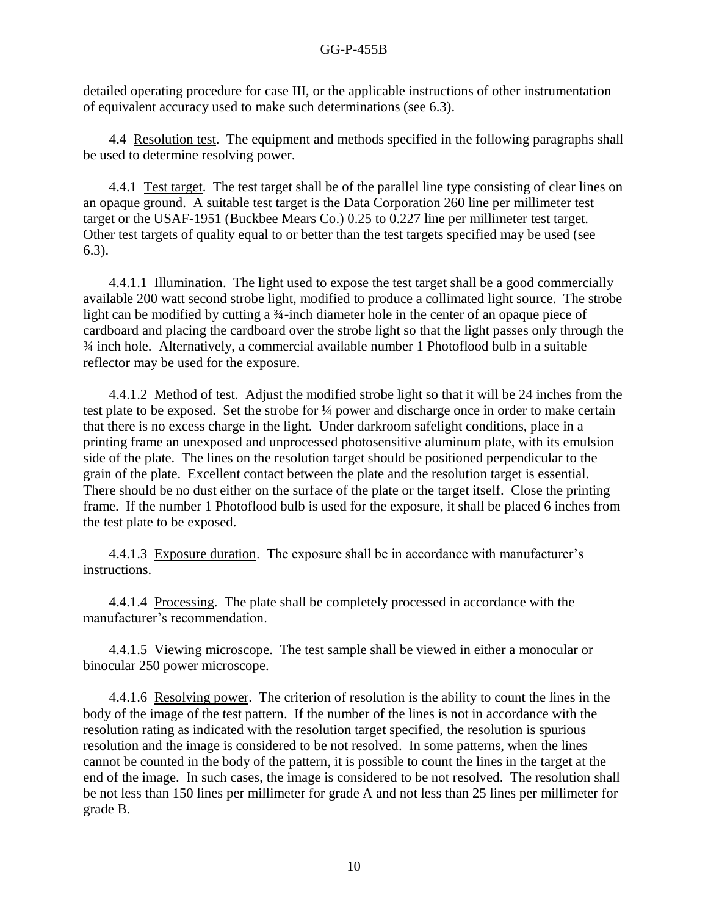detailed operating procedure for case III, or the applicable instructions of other instrumentation of equivalent accuracy used to make such determinations (see 6.3).

4.4 Resolution test. The equipment and methods specified in the following paragraphs shall be used to determine resolving power.

4.4.1 Test target. The test target shall be of the parallel line type consisting of clear lines on an opaque ground. A suitable test target is the Data Corporation 260 line per millimeter test target or the USAF-1951 (Buckbee Mears Co.) 0.25 to 0.227 line per millimeter test target. Other test targets of quality equal to or better than the test targets specified may be used (see 6.3).

4.4.1.1 Illumination. The light used to expose the test target shall be a good commercially available 200 watt second strobe light, modified to produce a collimated light source. The strobe light can be modified by cutting a ¾-inch diameter hole in the center of an opaque piece of cardboard and placing the cardboard over the strobe light so that the light passes only through the ¾ inch hole. Alternatively, a commercial available number 1 Photoflood bulb in a suitable reflector may be used for the exposure.

4.4.1.2 Method of test. Adjust the modified strobe light so that it will be 24 inches from the test plate to be exposed. Set the strobe for ¼ power and discharge once in order to make certain that there is no excess charge in the light. Under darkroom safelight conditions, place in a printing frame an unexposed and unprocessed photosensitive aluminum plate, with its emulsion side of the plate. The lines on the resolution target should be positioned perpendicular to the grain of the plate. Excellent contact between the plate and the resolution target is essential. There should be no dust either on the surface of the plate or the target itself. Close the printing frame. If the number 1 Photoflood bulb is used for the exposure, it shall be placed 6 inches from the test plate to be exposed.

4.4.1.3 Exposure duration. The exposure shall be in accordance with manufacturer's instructions.

4.4.1.4 Processing. The plate shall be completely processed in accordance with the manufacturer's recommendation.

4.4.1.5 Viewing microscope. The test sample shall be viewed in either a monocular or binocular 250 power microscope.

4.4.1.6 Resolving power. The criterion of resolution is the ability to count the lines in the body of the image of the test pattern. If the number of the lines is not in accordance with the resolution rating as indicated with the resolution target specified, the resolution is spurious resolution and the image is considered to be not resolved. In some patterns, when the lines cannot be counted in the body of the pattern, it is possible to count the lines in the target at the end of the image. In such cases, the image is considered to be not resolved. The resolution shall be not less than 150 lines per millimeter for grade A and not less than 25 lines per millimeter for grade B.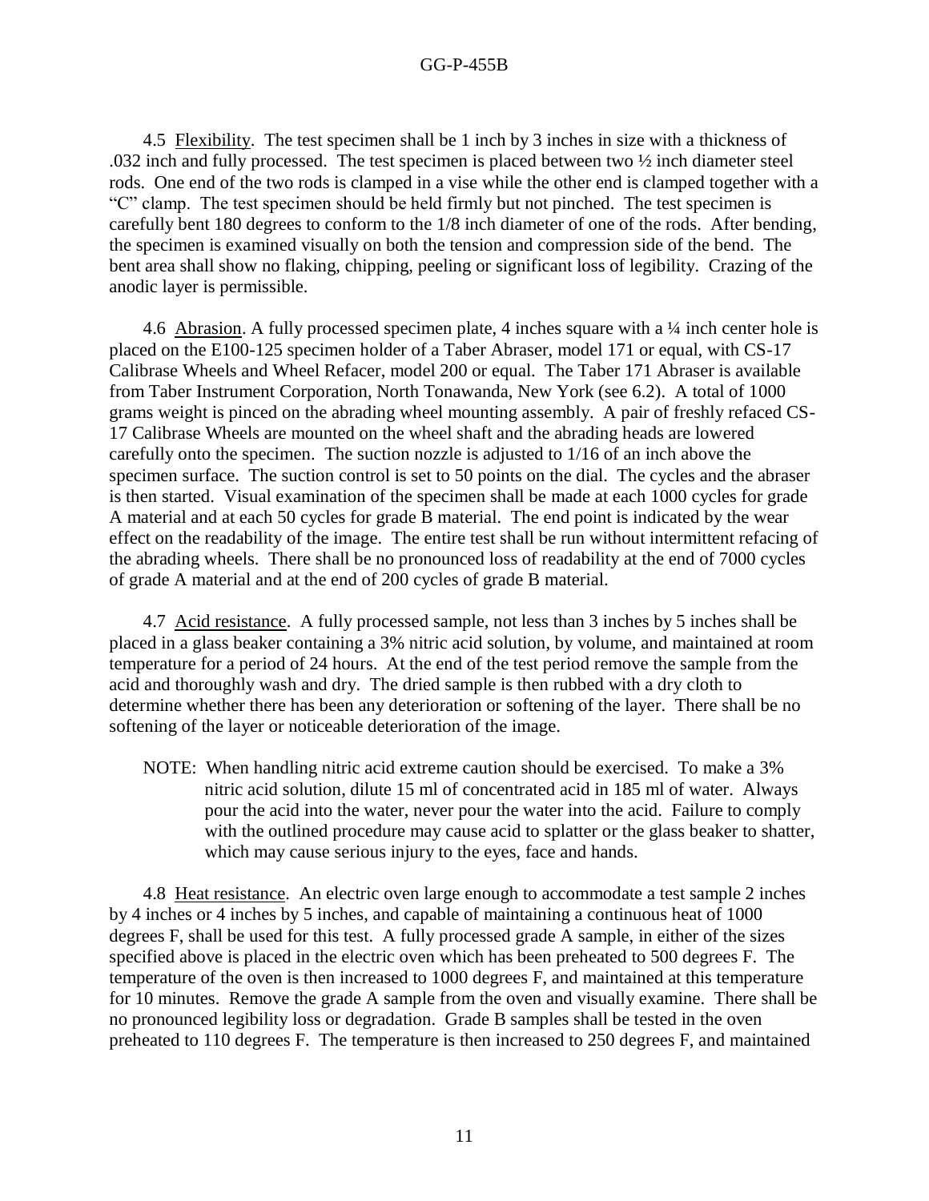4.5 Flexibility. The test specimen shall be 1 inch by 3 inches in size with a thickness of .032 inch and fully processed. The test specimen is placed between two ½ inch diameter steel rods. One end of the two rods is clamped in a vise while the other end is clamped together with a "C" clamp. The test specimen should be held firmly but not pinched. The test specimen is carefully bent 180 degrees to conform to the 1/8 inch diameter of one of the rods. After bending, the specimen is examined visually on both the tension and compression side of the bend. The bent area shall show no flaking, chipping, peeling or significant loss of legibility. Crazing of the anodic layer is permissible.

4.6 Abrasion. A fully processed specimen plate, 4 inches square with a ¼ inch center hole is placed on the E100-125 specimen holder of a Taber Abraser, model 171 or equal, with CS-17 Calibrase Wheels and Wheel Refacer, model 200 or equal. The Taber 171 Abraser is available from Taber Instrument Corporation, North Tonawanda, New York (see 6.2). A total of 1000 grams weight is pinced on the abrading wheel mounting assembly. A pair of freshly refaced CS-17 Calibrase Wheels are mounted on the wheel shaft and the abrading heads are lowered carefully onto the specimen. The suction nozzle is adjusted to 1/16 of an inch above the specimen surface. The suction control is set to 50 points on the dial. The cycles and the abraser is then started. Visual examination of the specimen shall be made at each 1000 cycles for grade A material and at each 50 cycles for grade B material. The end point is indicated by the wear effect on the readability of the image. The entire test shall be run without intermittent refacing of the abrading wheels. There shall be no pronounced loss of readability at the end of 7000 cycles of grade A material and at the end of 200 cycles of grade B material.

4.7 Acid resistance. A fully processed sample, not less than 3 inches by 5 inches shall be placed in a glass beaker containing a 3% nitric acid solution, by volume, and maintained at room temperature for a period of 24 hours. At the end of the test period remove the sample from the acid and thoroughly wash and dry. The dried sample is then rubbed with a dry cloth to determine whether there has been any deterioration or softening of the layer. There shall be no softening of the layer or noticeable deterioration of the image.

> NOTE: When handling nitric acid extreme caution should be exercised. To make a 3% nitric acid solution, dilute 15 ml of concentrated acid in 185 ml of water. Always pour the acid into the water, never pour the water into the acid. Failure to comply with the outlined procedure may cause acid to splatter or the glass beaker to shatter, which may cause serious injury to the eyes, face and hands.

4.8 Heat resistance. An electric oven large enough to accommodate a test sample 2 inches by 4 inches or 4 inches by 5 inches, and capable of maintaining a continuous heat of 1000 degrees F, shall be used for this test. A fully processed grade A sample, in either of the sizes specified above is placed in the electric oven which has been preheated to 500 degrees F. The temperature of the oven is then increased to 1000 degrees F, and maintained at this temperature for 10 minutes. Remove the grade A sample from the oven and visually examine. There shall be no pronounced legibility loss or degradation. Grade B samples shall be tested in the oven preheated to 110 degrees F. The temperature is then increased to 250 degrees F, and maintained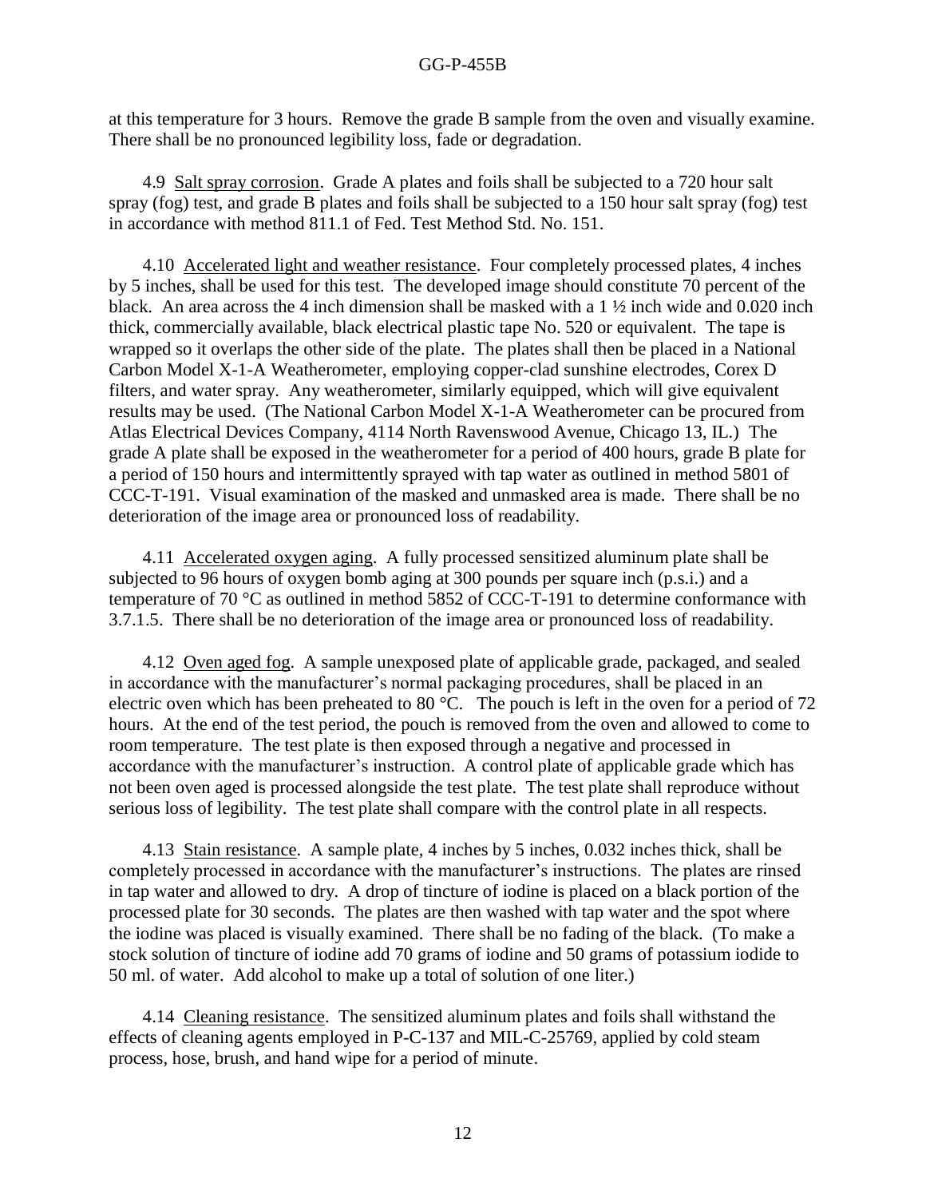at this temperature for 3 hours. Remove the grade B sample from the oven and visually examine. There shall be no pronounced legibility loss, fade or degradation.

4.9 Salt spray corrosion. Grade A plates and foils shall be subjected to a 720 hour salt spray (fog) test, and grade B plates and foils shall be subjected to a 150 hour salt spray (fog) test in accordance with method 811.1 of Fed. Test Method Std. No. 151.

4.10 Accelerated light and weather resistance. Four completely processed plates, 4 inches by 5 inches, shall be used for this test. The developed image should constitute 70 percent of the black. An area across the 4 inch dimension shall be masked with a 1 ½ inch wide and 0.020 inch thick, commercially available, black electrical plastic tape No. 520 or equivalent. The tape is wrapped so it overlaps the other side of the plate. The plates shall then be placed in a National Carbon Model X-1-A Weatherometer, employing copper-clad sunshine electrodes, Corex D filters, and water spray. Any weatherometer, similarly equipped, which will give equivalent results may be used. (The National Carbon Model X-1-A Weatherometer can be procured from Atlas Electrical Devices Company, 4114 North Ravenswood Avenue, Chicago 13, IL.) The grade A plate shall be exposed in the weatherometer for a period of 400 hours, grade B plate for a period of 150 hours and intermittently sprayed with tap water as outlined in method 5801 of CCC-T-191. Visual examination of the masked and unmasked area is made. There shall be no deterioration of the image area or pronounced loss of readability.

4.11 Accelerated oxygen aging. A fully processed sensitized aluminum plate shall be subjected to 96 hours of oxygen bomb aging at 300 pounds per square inch (p.s.i.) and a temperature of 70 °C as outlined in method 5852 of CCC-T-191 to determine conformance with 3.7.1.5. There shall be no deterioration of the image area or pronounced loss of readability.

4.12 Oven aged fog. A sample unexposed plate of applicable grade, packaged, and sealed in accordance with the manufacturer's normal packaging procedures, shall be placed in an electric oven which has been preheated to 80 °C. The pouch is left in the oven for a period of 72 hours. At the end of the test period, the pouch is removed from the oven and allowed to come to room temperature. The test plate is then exposed through a negative and processed in accordance with the manufacturer's instruction. A control plate of applicable grade which has not been oven aged is processed alongside the test plate. The test plate shall reproduce without serious loss of legibility. The test plate shall compare with the control plate in all respects.

4.13 Stain resistance. A sample plate, 4 inches by 5 inches, 0.032 inches thick, shall be completely processed in accordance with the manufacturer's instructions. The plates are rinsed in tap water and allowed to dry. A drop of tincture of iodine is placed on a black portion of the processed plate for 30 seconds. The plates are then washed with tap water and the spot where the iodine was placed is visually examined. There shall be no fading of the black. (To make a stock solution of tincture of iodine add 70 grams of iodine and 50 grams of potassium iodide to 50 ml. of water. Add alcohol to make up a total of solution of one liter.)

4.14 Cleaning resistance. The sensitized aluminum plates and foils shall withstand the effects of cleaning agents employed in P-C-137 and MIL-C-25769, applied by cold steam process, hose, brush, and hand wipe for a period of minute.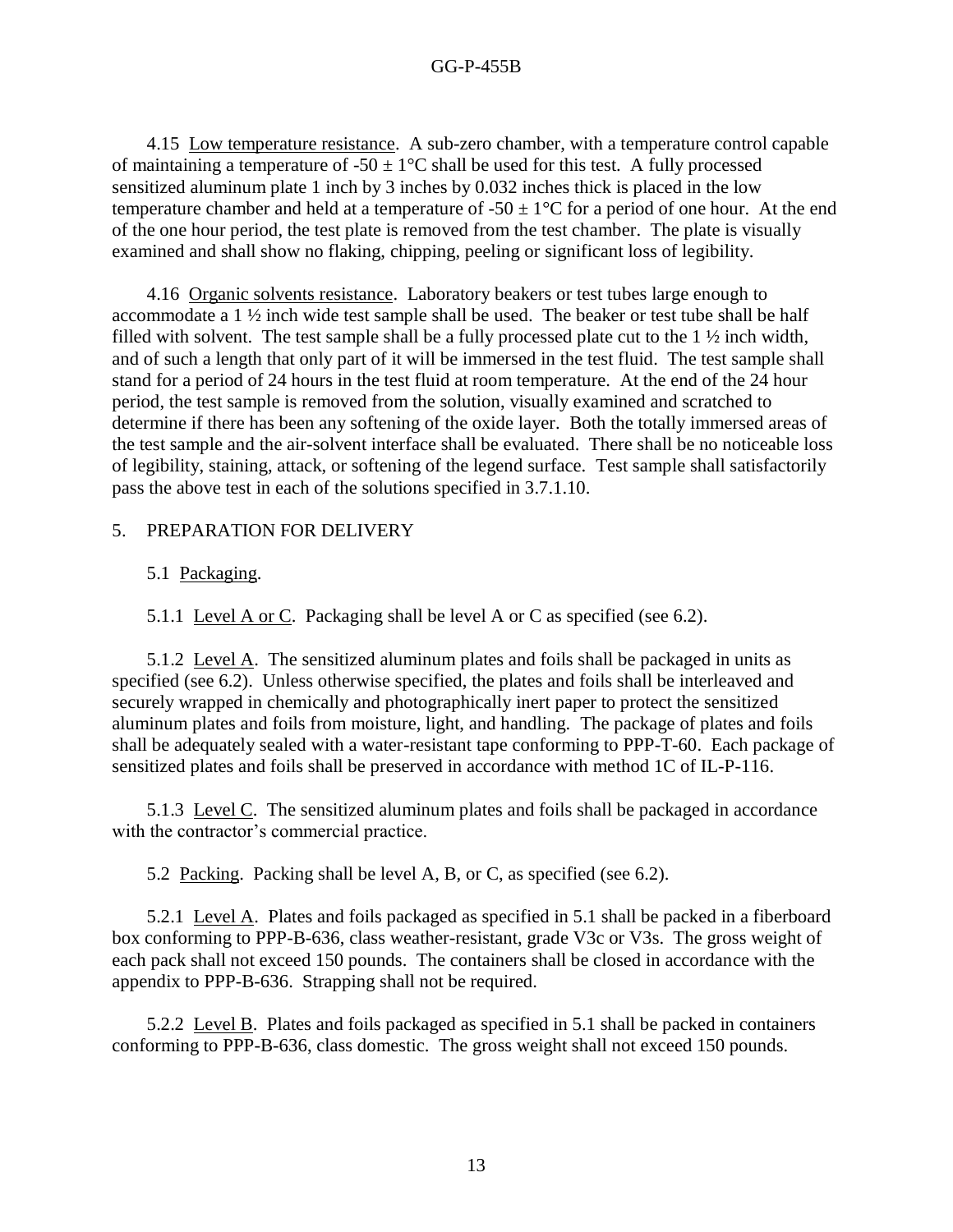4.15 Low temperature resistance. A sub-zero chamber, with a temperature control capable of maintaining a temperature of -50 ± 1°C shall be used for this test. A fully processed sensitized aluminum plate 1 inch by 3 inches by 0.032 inches thick is placed in the low temperature chamber and held at a temperature of -50 ± 1°C for a period of one hour. At the end of the one hour period, the test plate is removed from the test chamber. The plate is visually examined and shall show no flaking, chipping, peeling or significant loss of legibility.

4.16 Organic solvents resistance. Laboratory beakers or test tubes large enough to accommodate a 1 ½ inch wide test sample shall be used. The beaker or test tube shall be half filled with solvent. The test sample shall be a fully processed plate cut to the 1 ½ inch width, and of such a length that only part of it will be immersed in the test fluid. The test sample shall stand for a period of 24 hours in the test fluid at room temperature. At the end of the 24 hour period, the test sample is removed from the solution, visually examined and scratched to determine if there has been any softening of the oxide layer. Both the totally immersed areas of the test sample and the air-solvent interface shall be evaluated. There shall be no noticeable loss of legibility, staining, attack, or softening of the legend surface. Test sample shall satisfactorily pass the above test in each of the solutions specified in 3.7.1.10.

## 5. PREPARATION FOR DELIVERY

5.1 Packaging.

5.1.1 Level A or C. Packaging shall be level A or C as specified (see 6.2).

5.1.2 Level A. The sensitized aluminum plates and foils shall be packaged in units as specified (see 6.2). Unless otherwise specified, the plates and foils shall be interleaved and securely wrapped in chemically and photographically inert paper to protect the sensitized aluminum plates and foils from moisture, light, and handling. The package of plates and foils shall be adequately sealed with a water-resistant tape conforming to PPP-T-60. Each package of sensitized plates and foils shall be preserved in accordance with method 1C of IL-P-116.

5.1.3 Level C. The sensitized aluminum plates and foils shall be packaged in accordance with the contractor's commercial practice.

5.2 Packing. Packing shall be level A, B, or C, as specified (see 6.2).

5.2.1 Level A. Plates and foils packaged as specified in 5.1 shall be packed in a fiberboard box conforming to PPP-B-636, class weather-resistant, grade V3c or V3s. The gross weight of each pack shall not exceed 150 pounds. The containers shall be closed in accordance with the appendix to PPP-B-636. Strapping shall not be required.

5.2.2 Level B. Plates and foils packaged as specified in 5.1 shall be packed in containers conforming to PPP-B-636, class domestic. The gross weight shall not exceed 150 pounds.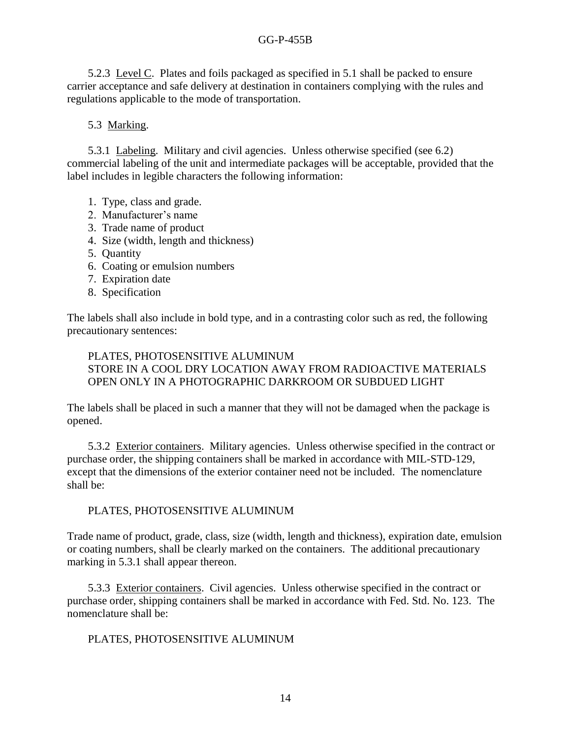5.2.3 Level C. Plates and foils packaged as specified in 5.1 shall be packed to ensure carrier acceptance and safe delivery at destination in containers complying with the rules and regulations applicable to the mode of transportation.

5.3 Marking.

5.3.1 Labeling. Military and civil agencies. Unless otherwise specified (see 6.2) commercial labeling of the unit and intermediate packages will be acceptable, provided that the label includes in legible characters the following information:

1. Type, class and grade.
2. Manufacturer's name
3. Trade name of product
4. Size (width, length and thickness)
5. Quantity
6. Coating or emulsion numbers
7. Expiration date
8. Specification

The labels shall also include in bold type, and in a contrasting color such as red, the following precautionary sentences:

PLATES, PHOTOSENSITIVE ALUMINUM
STORE IN A COOL DRY LOCATION AWAY FROM RADIOACTIVE MATERIALS
OPEN ONLY IN A PHOTOGRAPHIC DARKROOM OR SUBDUED LIGHT

The labels shall be placed in such a manner that they will not be damaged when the package is opened.

5.3.2 Exterior containers. Military agencies. Unless otherwise specified in the contract or purchase order, the shipping containers shall be marked in accordance with MIL-STD-129, except that the dimensions of the exterior container need not be included. The nomenclature shall be:

PLATES, PHOTOSENSITIVE ALUMINUM

Trade name of product, grade, class, size (width, length and thickness), expiration date, emulsion or coating numbers, shall be clearly marked on the containers. The additional precautionary marking in 5.3.1 shall appear thereon.

5.3.3 Exterior containers. Civil agencies. Unless otherwise specified in the contract or purchase order, shipping containers shall be marked in accordance with Fed. Std. No. 123. The nomenclature shall be:

PLATES, PHOTOSENSITIVE ALUMINUM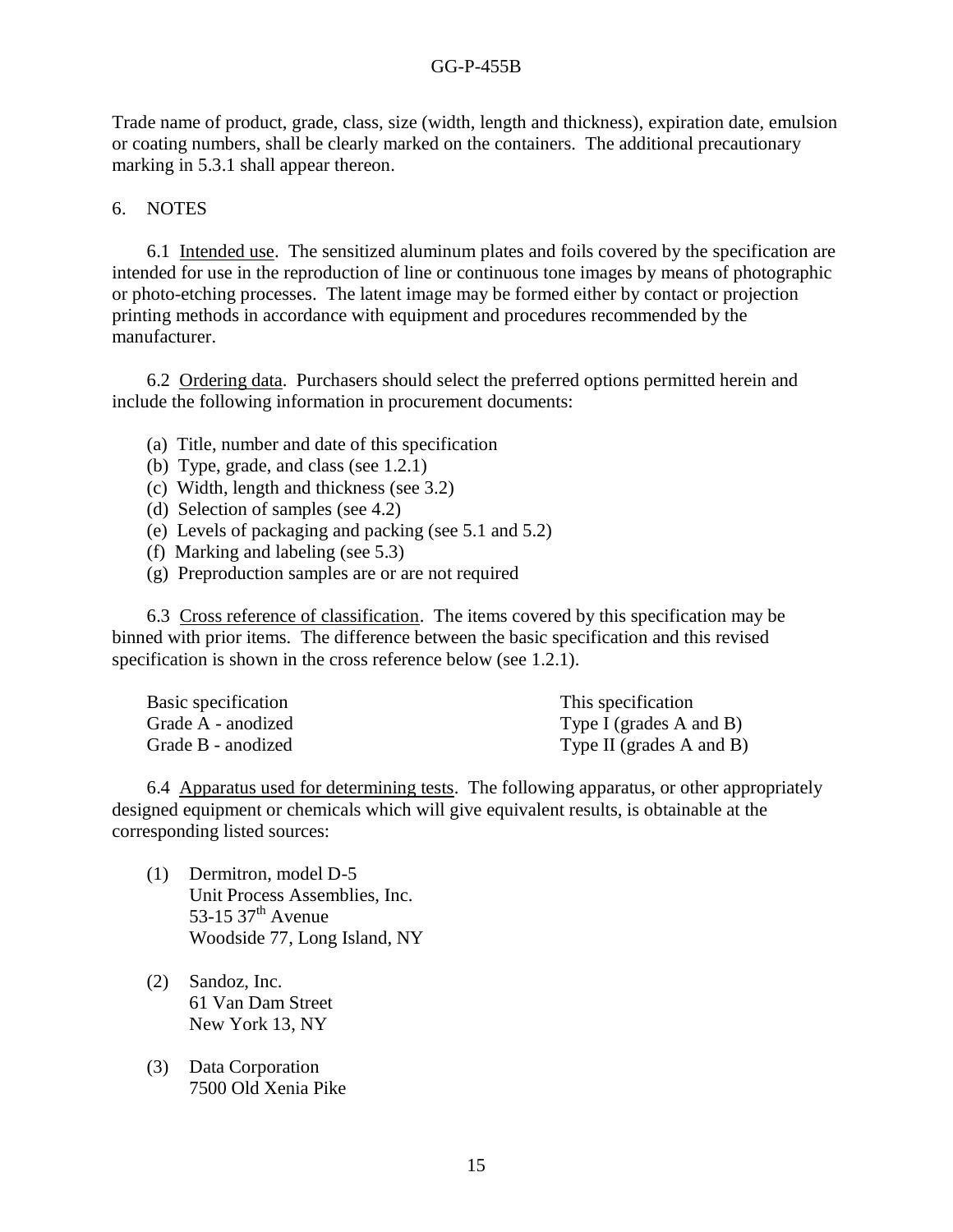Trade name of product, grade, class, size (width, length and thickness), expiration date, emulsion or coating numbers, shall be clearly marked on the containers. The additional precautionary marking in 5.3.1 shall appear thereon.

## 6. NOTES

6.1 Intended use. The sensitized aluminum plates and foils covered by the specification are intended for use in the reproduction of line or continuous tone images by means of photographic or photo-etching processes. The latent image may be formed either by contact or projection printing methods in accordance with equipment and procedures recommended by the manufacturer.

6.2 Ordering data. Purchasers should select the preferred options permitted herein and include the following information in procurement documents:

(a) Title, number and date of this specification
(b) Type, grade, and class (see 1.2.1)
(c) Width, length and thickness (see 3.2)
(d) Selection of samples (see 4.2)
(e) Levels of packaging and packing (see 5.1 and 5.2)
(f) Marking and labeling (see 5.3)
(g) Preproduction samples are or are not required

6.3 Cross reference of classification. The items covered by this specification may be binned with prior items. The difference between the basic specification and this revised specification is shown in the cross reference below (see 1.2.1).

| Basic specification | This specification |
| --- | --- |
| Grade A - anodized | Type I (grades A and B) |
| Grade B - anodized | Type II (grades A and B) |

6.4 Apparatus used for determining tests. The following apparatus, or other appropriately designed equipment or chemicals which will give equivalent results, is obtainable at the corresponding listed sources:

(1) Dermitron, model D-5
Unit Process Assemblies, Inc.
53-15 37th Avenue
Woodside 77, Long Island, NY

(2) Sandoz, Inc.
61 Van Dam Street
New York 13, NY

(3) Data Corporation
7500 Old Xenia Pike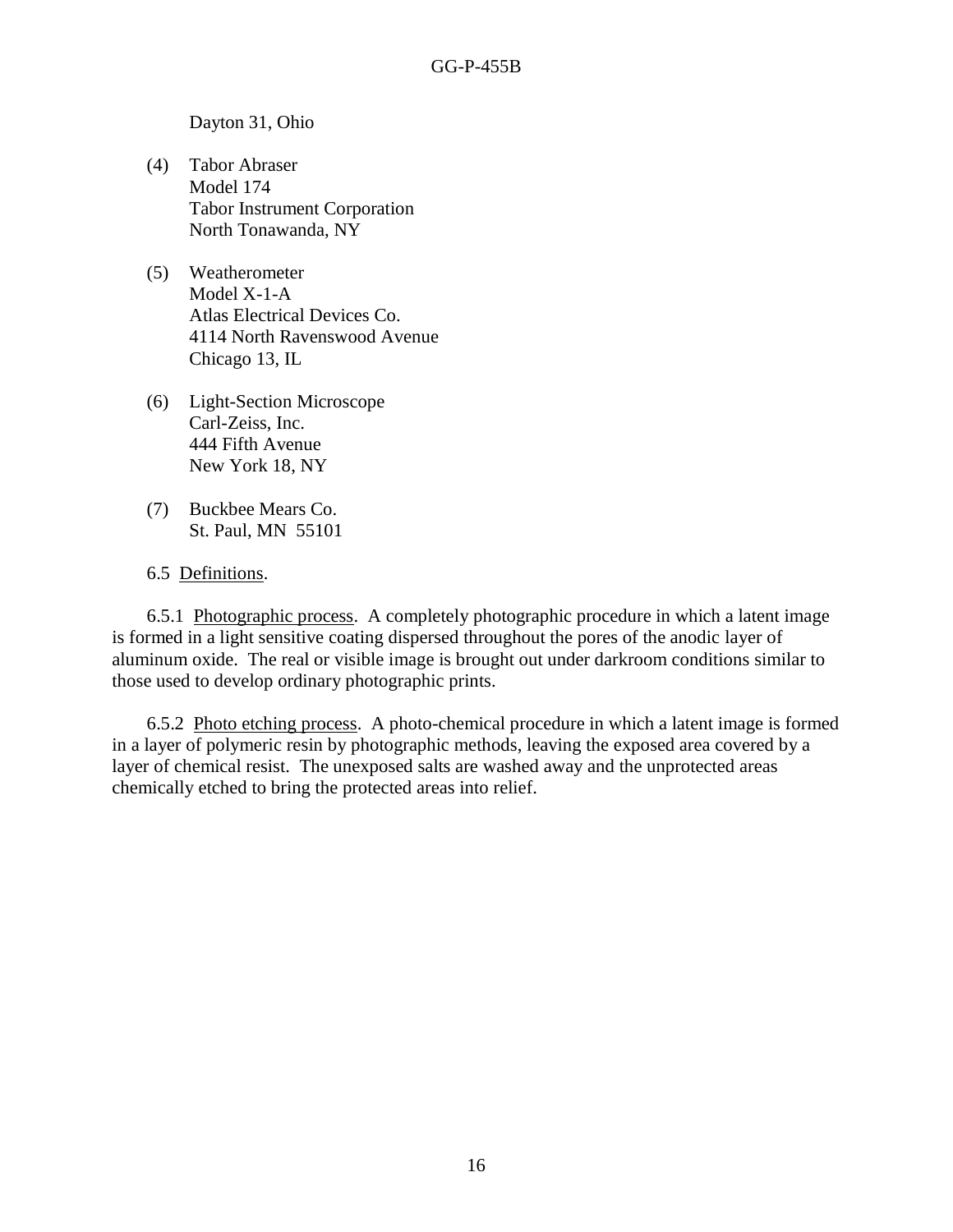Dayton 31, Ohio

(4) Tabor Abraser
Model 174
Tabor Instrument Corporation
North Tonawanda, NY

(5) Weatherometer
Model X-1-A
Atlas Electrical Devices Co.
4114 North Ravenswood Avenue
Chicago 13, IL

(6) Light-Section Microscope
Carl-Zeiss, Inc.
444 Fifth Avenue
New York 18, NY

(7) Buckbee Mears Co.
St. Paul, MN 55101

6.5 Definitions.

6.5.1 Photographic process. A completely photographic procedure in which a latent image is formed in a light sensitive coating dispersed throughout the pores of the anodic layer of aluminum oxide. The real or visible image is brought out under darkroom conditions similar to those used to develop ordinary photographic prints.

6.5.2 Photo etching process. A photo-chemical procedure in which a latent image is formed in a layer of polymeric resin by photographic methods, leaving the exposed area covered by a layer of chemical resist. The unexposed salts are washed away and the unprotected areas chemically etched to bring the protected areas into relief.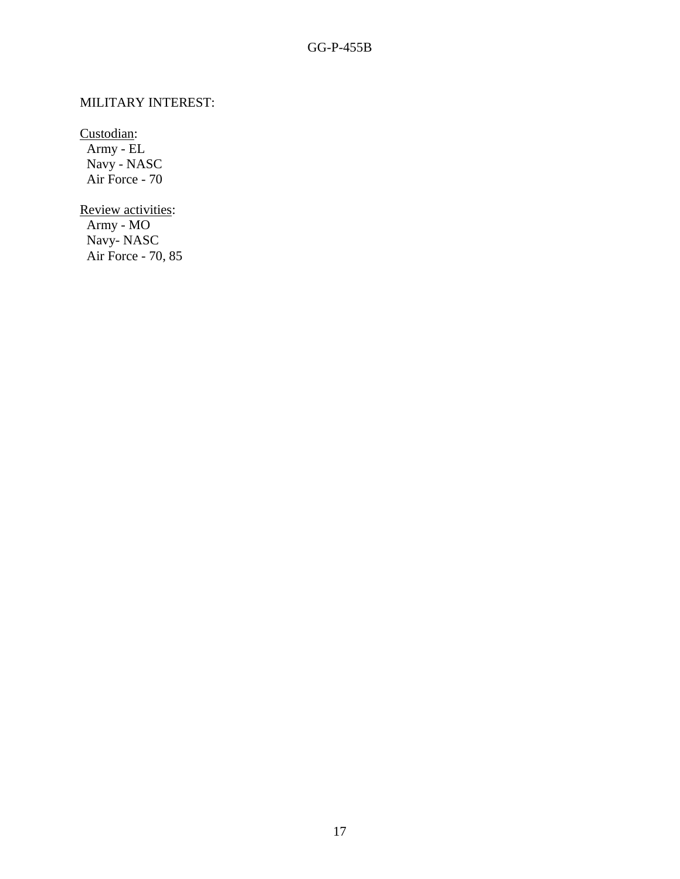MILITARY INTEREST:

Custodian:
Army - EL
Navy - NASC
Air Force - 70

Review activities:
Army - MO
Navy- NASC
Air Force - 70, 85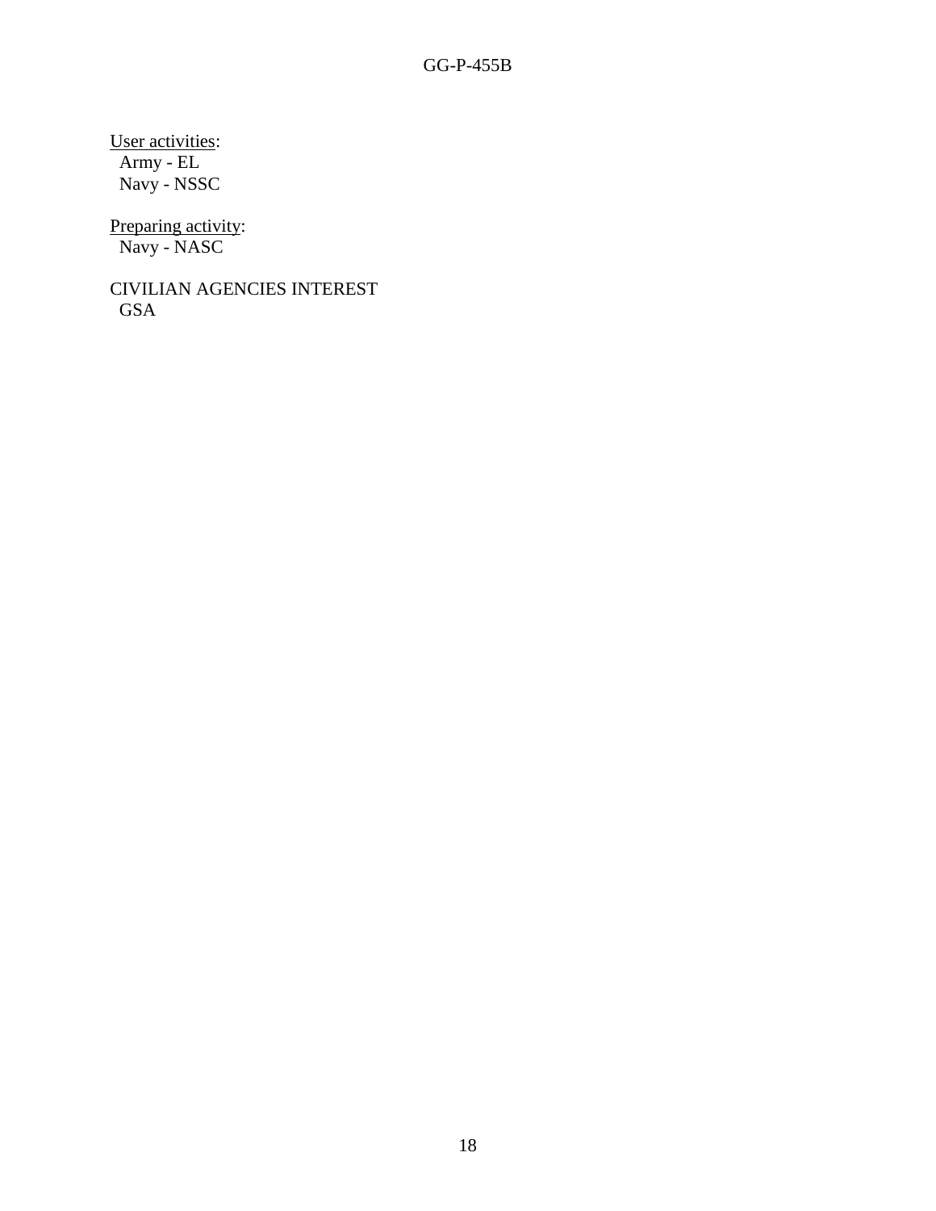<u>User activities</u>:
  Army - EL
  Navy - NSSC

<u>Preparing activity</u>:
  Navy - NASC

CIVILIAN AGENCIES INTEREST
  GSA